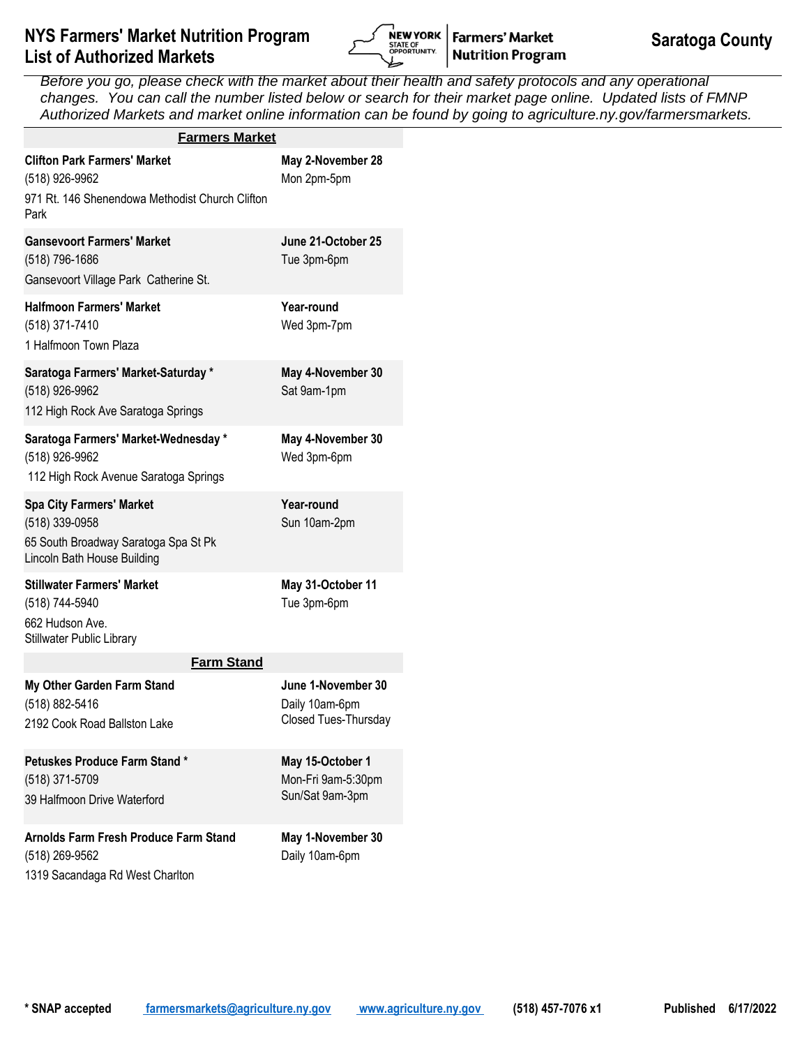# NYS Farmers' Market Nutrition Program List of Authorized Markets

## Saratoga County

*Before you go, please check with the market about their health and safety protocols and any operational changes. You can call the number listed below or search for their market page online. Updated lists of FMNP Authorized Markets and market online information can be found by going to agriculture.ny.gov/farmersmarkets.*

### Farmers Market

| Market | Dates / Hours |
|---|---|
| **Clifton Park Farmers' Market**<br>(518) 926-9962<br>971 Rt. 146 Shenendowa Methodist Church Clifton Park | **May 2-November 28**<br>Mon 2pm-5pm |
| **Gansevoort Farmers' Market**<br>(518) 796-1686<br>Gansevoort Village Park Catherine St. | **June 21-October 25**<br>Tue 3pm-6pm |
| **Halfmoon Farmers' Market**<br>(518) 371-7410<br>1 Halfmoon Town Plaza | **Year-round**<br>Wed 3pm-7pm |
| **Saratoga Farmers' Market-Saturday ***<br>(518) 926-9962<br>112 High Rock Ave Saratoga Springs | **May 4-November 30**<br>Sat 9am-1pm |
| **Saratoga Farmers' Market-Wednesday ***<br>(518) 926-9962<br>112 High Rock Avenue Saratoga Springs | **May 4-November 30**<br>Wed 3pm-6pm |
| **Spa City Farmers' Market**<br>(518) 339-0958<br>65 South Broadway Saratoga Spa St Pk Lincoln Bath House Building | **Year-round**<br>Sun 10am-2pm |
| **Stillwater Farmers' Market**<br>(518) 744-5940<br>662 Hudson Ave.<br>Stillwater Public Library | **May 31-October 11**<br>Tue 3pm-6pm |

### Farm Stand

| Market | Dates / Hours |
|---|---|
| **My Other Garden Farm Stand**<br>(518) 882-5416<br>2192 Cook Road Ballston Lake | **June 1-November 30**<br>Daily 10am-6pm<br>Closed Tues-Thursday |
| **Petuskes Produce Farm Stand ***<br>(518) 371-5709<br>39 Halfmoon Drive Waterford | **May 15-October 1**<br>Mon-Fri 9am-5:30pm<br>Sun/Sat 9am-3pm |
| **Arnolds Farm Fresh Produce Farm Stand**<br>(518) 269-9562<br>1319 Sacandaga Rd West Charlton | **May 1-November 30**<br>Daily 10am-6pm |

**\* SNAP accepted** farmersmarkets@agriculture.ny.gov www.agriculture.ny.gov **(518) 457-7076 x1** **Published 6/17/2022**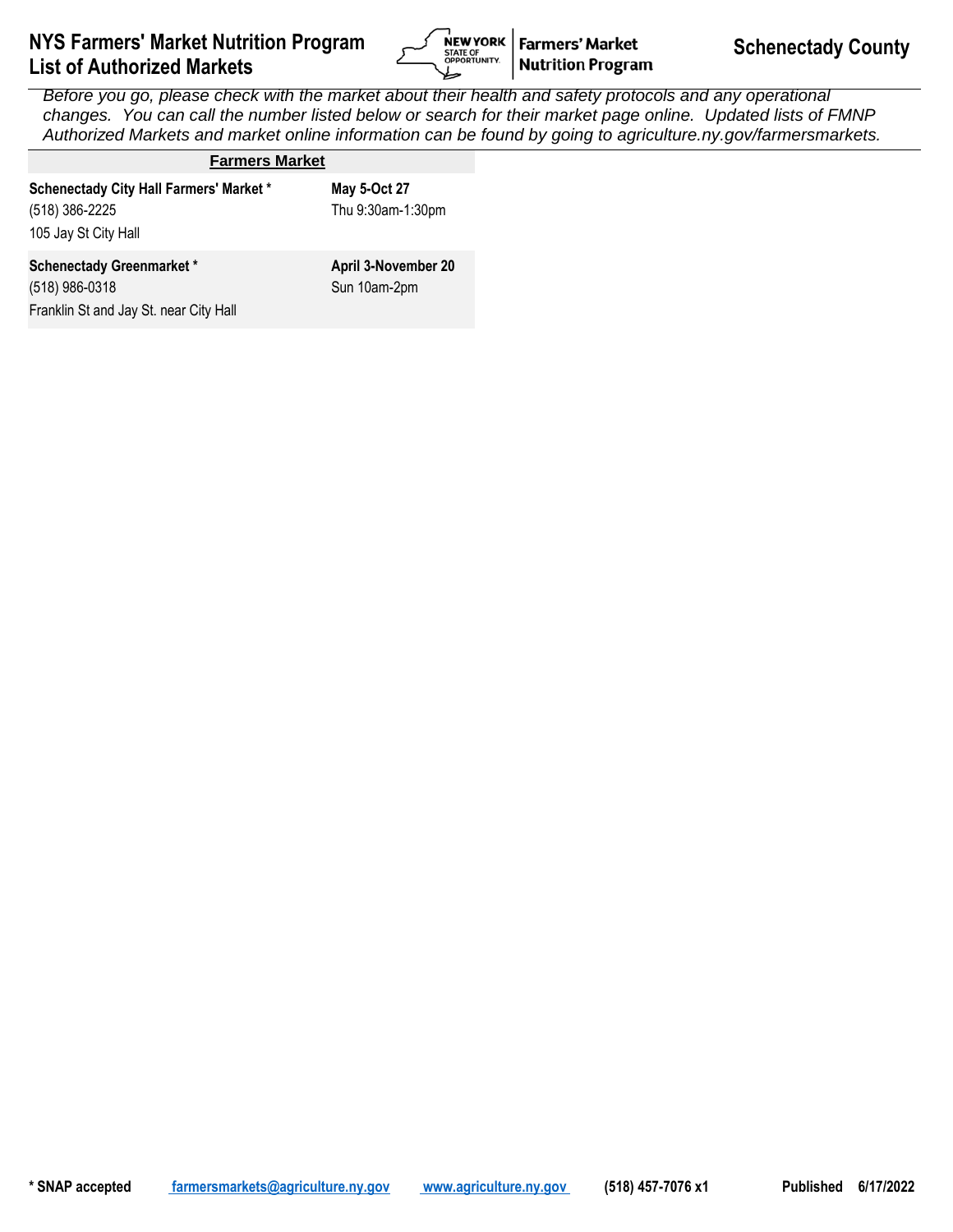# NYS Farmers' Market Nutrition Program List of Authorized Markets

**Farmers' Market Nutrition Program**

## Schenectady County

*Before you go, please check with the market about their health and safety protocols and any operational changes. You can call the number listed below or search for their market page online. Updated lists of FMNP Authorized Markets and market online information can be found by going to agriculture.ny.gov/farmersmarkets.*

| Farmers Market | |
|---|---|
| **Schenectady City Hall Farmers' Market \***<br>(518) 386-2225<br>105 Jay St City Hall | **May 5-Oct 27**<br>Thu 9:30am-1:30pm |
| **Schenectady Greenmarket \***<br>(518) 986-0318<br>Franklin St and Jay St. near City Hall | **April 3-November 20**<br>Sun 10am-2pm |

**\* SNAP accepted** | farmersmarkets@agriculture.ny.gov | www.agriculture.ny.gov | (518) 457-7076 x1 | Published 6/17/2022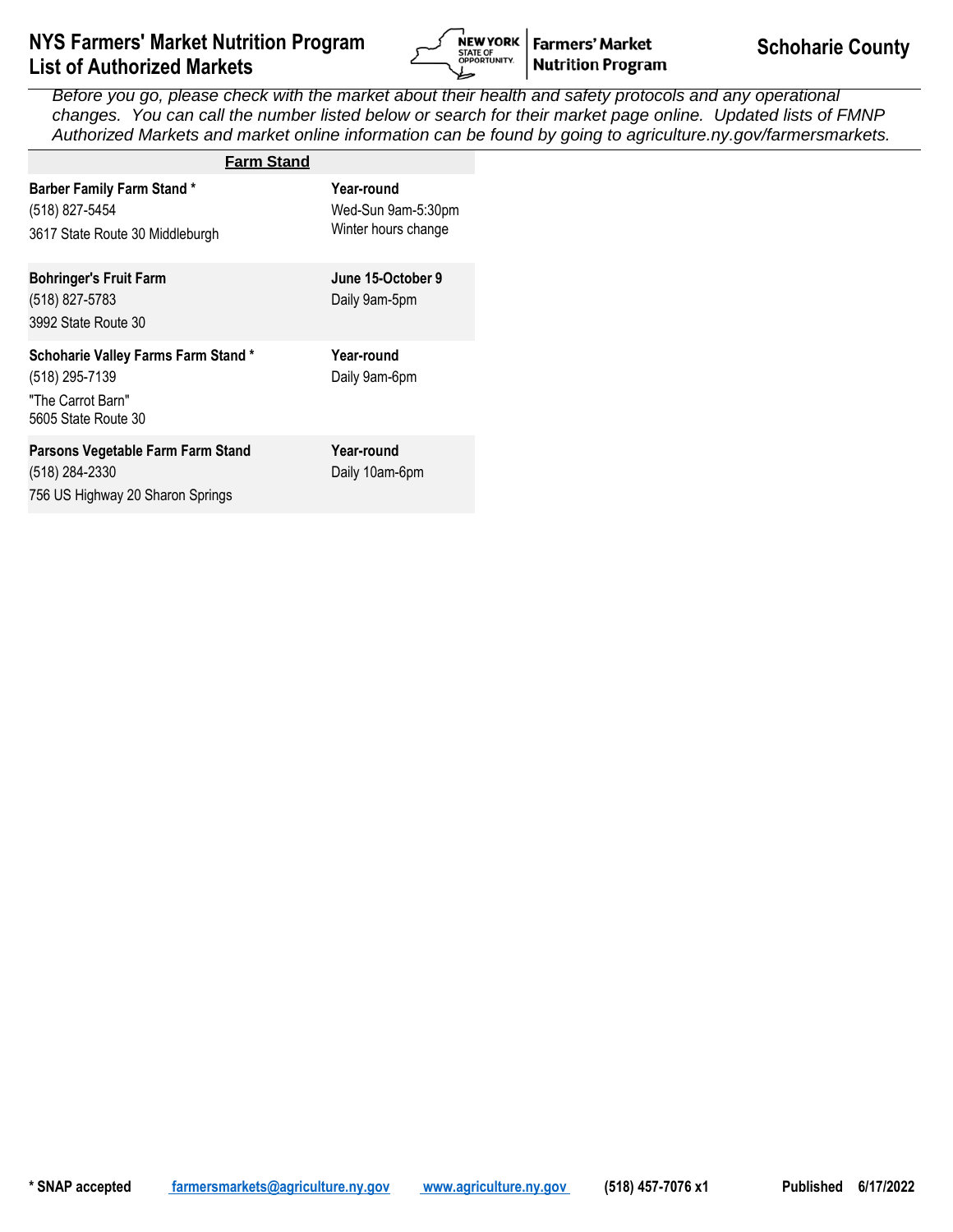# NYS Farmers' Market Nutrition Program
## List of Authorized Markets

**Schoharie County**

*Before you go, please check with the market about their health and safety protocols and any operational changes. You can call the number listed below or search for their market page online. Updated lists of FMNP Authorized Markets and market online information can be found by going to agriculture.ny.gov/farmersmarkets.*

### Farm Stand

| Market | Schedule |
| --- | --- |
| **Barber Family Farm Stand ***<br>(518) 827-5454<br>3617 State Route 30 Middleburgh | **Year-round**<br>Wed-Sun 9am-5:30pm<br>Winter hours change |
| **Bohringer's Fruit Farm**<br>(518) 827-5783<br>3992 State Route 30 | **June 15-October 9**<br>Daily 9am-5pm |
| **Schoharie Valley Farms Farm Stand ***<br>(518) 295-7139<br>"The Carrot Barn"<br>5605 State Route 30 | **Year-round**<br>Daily 9am-6pm |
| **Parsons Vegetable Farm Farm Stand**<br>(518) 284-2330<br>756 US Highway 20 Sharon Springs | **Year-round**<br>Daily 10am-6pm |

**\* SNAP accepted** farmersmarkets@agriculture.ny.gov www.agriculture.ny.gov **(518) 457-7076 x1** **Published 6/17/2022**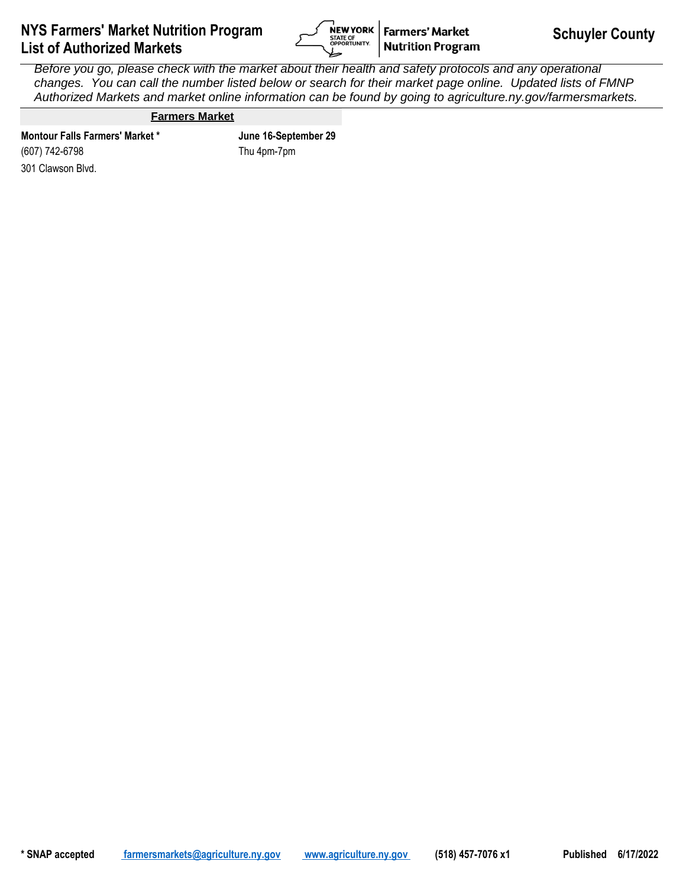# NYS Farmers' Market Nutrition Program
# List of Authorized Markets

**Schuyler County**

*Before you go, please check with the market about their health and safety protocols and any operational changes. You can call the number listed below or search for their market page online. Updated lists of FMNP Authorized Markets and market online information can be found by going to agriculture.ny.gov/farmersmarkets.*

## Farmers Market

| | |
|---|---|
| **Montour Falls Farmers' Market *** | **June 16-September 29** |
| (607) 742-6798 | Thu 4pm-7pm |
| 301 Clawson Blvd. | |

**\* SNAP accepted** farmersmarkets@agriculture.ny.gov www.agriculture.ny.gov (518) 457-7076 x1 Published 6/17/2022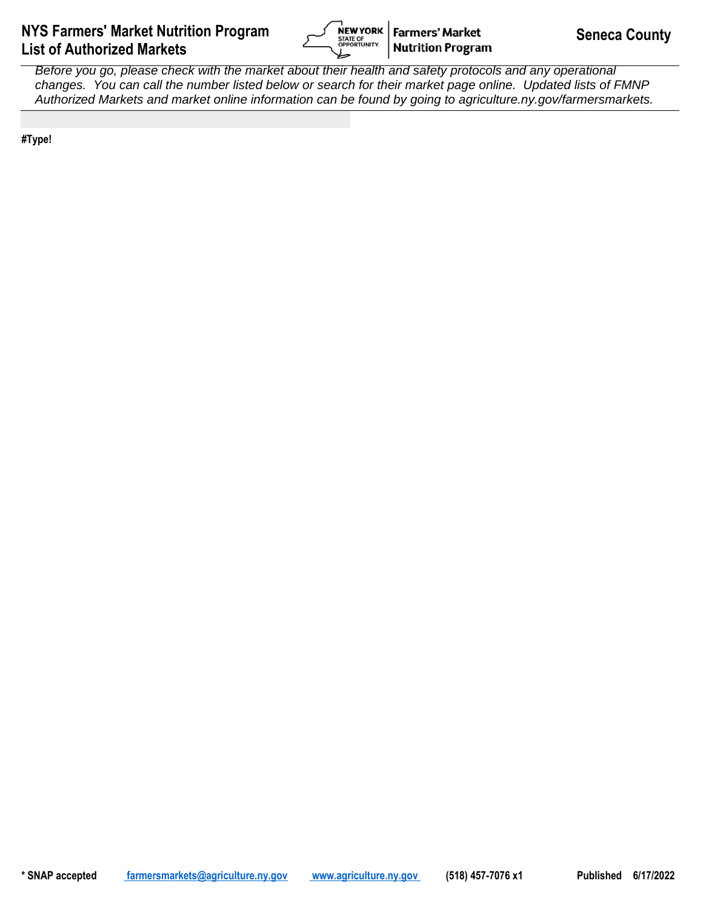# NYS Farmers' Market Nutrition Program
# List of Authorized Markets

**Seneca County**

*Before you go, please check with the market about their health and safety protocols and any operational changes. You can call the number listed below or search for their market page online. Updated lists of FMNP Authorized Markets and market online information can be found by going to agriculture.ny.gov/farmersmarkets.*

**#Type!**

**\* SNAP accepted** [farmersmarkets@agriculture.ny.gov](mailto:farmersmarkets@agriculture.ny.gov) [www.agriculture.ny.gov](http://www.agriculture.ny.gov) **(518) 457-7076 x1** **Published 6/17/2022**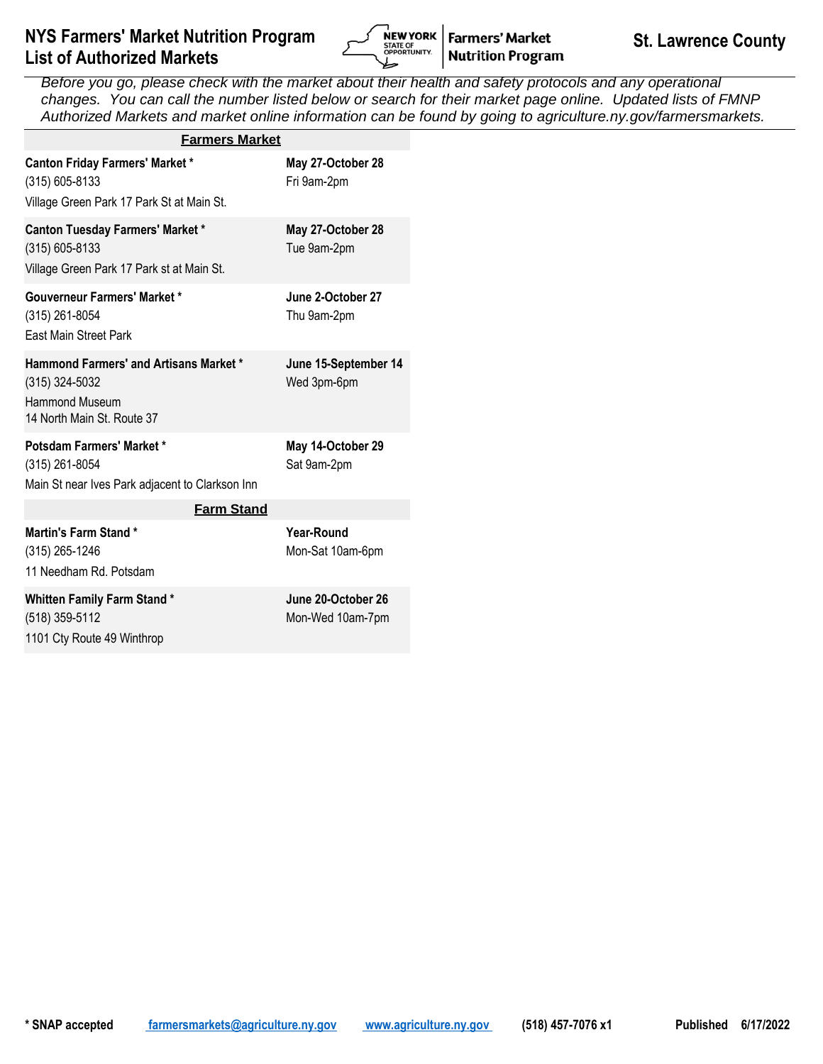# NYS Farmers' Market Nutrition Program List of Authorized Markets

**St. Lawrence County**

*Before you go, please check with the market about their health and safety protocols and any operational changes. You can call the number listed below or search for their market page online. Updated lists of FMNP Authorized Markets and market online information can be found by going to agriculture.ny.gov/farmersmarkets.*

## Farmers Market

| Market | Dates / Hours |
|---|---|
| **Canton Friday Farmers' Market *** <br> (315) 605-8133 <br> Village Green Park 17 Park St at Main St. | **May 27-October 28** <br> Fri 9am-2pm |
| **Canton Tuesday Farmers' Market *** <br> (315) 605-8133 <br> Village Green Park 17 Park st at Main St. | **May 27-October 28** <br> Tue 9am-2pm |
| **Gouverneur Farmers' Market *** <br> (315) 261-8054 <br> East Main Street Park | **June 2-October 27** <br> Thu 9am-2pm |
| **Hammond Farmers' and Artisans Market *** <br> (315) 324-5032 <br> Hammond Museum <br> 14 North Main St. Route 37 | **June 15-September 14** <br> Wed 3pm-6pm |
| **Potsdam Farmers' Market *** <br> (315) 261-8054 <br> Main St near Ives Park adjacent to Clarkson Inn | **May 14-October 29** <br> Sat 9am-2pm |

## Farm Stand

| Farm Stand | Dates / Hours |
|---|---|
| **Martin's Farm Stand *** <br> (315) 265-1246 <br> 11 Needham Rd. Potsdam | **Year-Round** <br> Mon-Sat 10am-6pm |
| **Whitten Family Farm Stand *** <br> (518) 359-5112 <br> 1101 Cty Route 49 Winthrop | **June 20-October 26** <br> Mon-Wed 10am-7pm |

**\* SNAP accepted** farmersmarkets@agriculture.ny.gov www.agriculture.ny.gov **(518) 457-7076 x1** **Published 6/17/2022**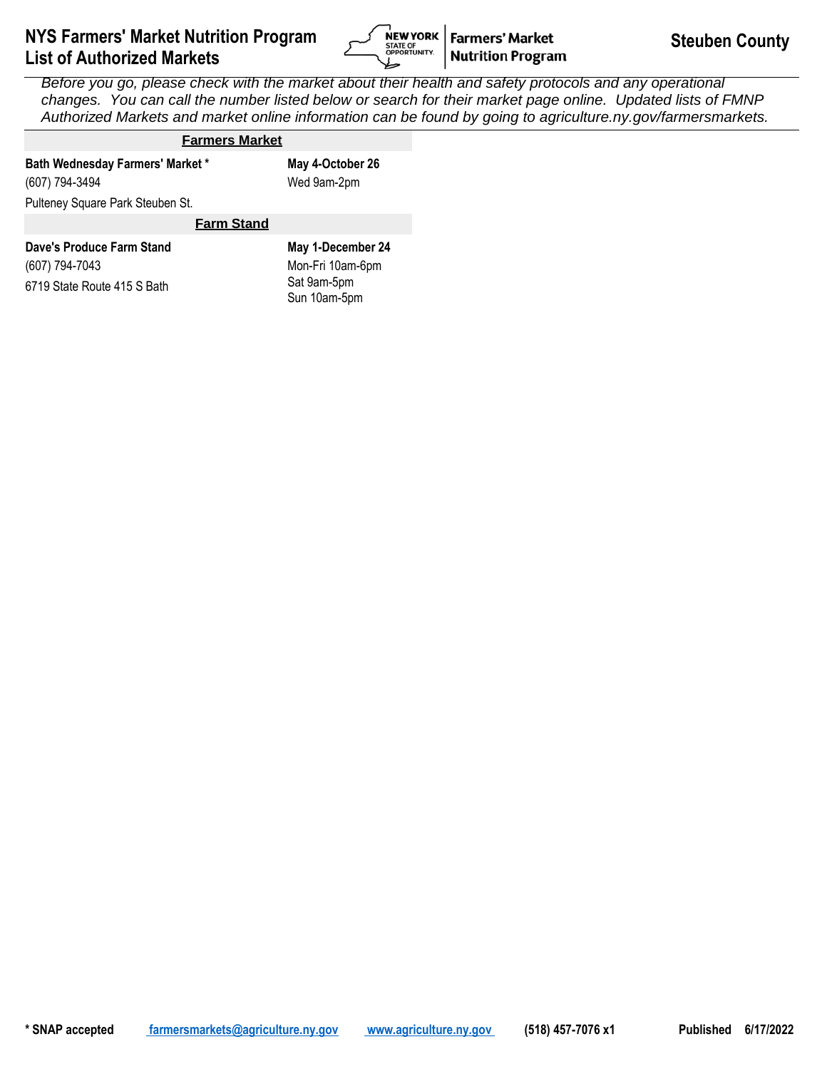# NYS Farmers' Market Nutrition Program List of Authorized Markets

**Steuben County**

*Before you go, please check with the market about their health and safety protocols and any operational changes. You can call the number listed below or search for their market page online. Updated lists of FMNP Authorized Markets and market online information can be found by going to agriculture.ny.gov/farmersmarkets.*

## Farmers Market

**Bath Wednesday Farmers' Market ***
(607) 794-3494
Pulteney Square Park Steuben St.

**May 4-October 26**
Wed 9am-2pm

## Farm Stand

**Dave's Produce Farm Stand**
(607) 794-7043
6719 State Route 415 S Bath

**May 1-December 24**
Mon-Fri 10am-6pm
Sat 9am-5pm
Sun 10am-5pm

**\* SNAP accepted** farmersmarkets@agriculture.ny.gov www.agriculture.ny.gov **(518) 457-7076 x1** **Published 6/17/2022**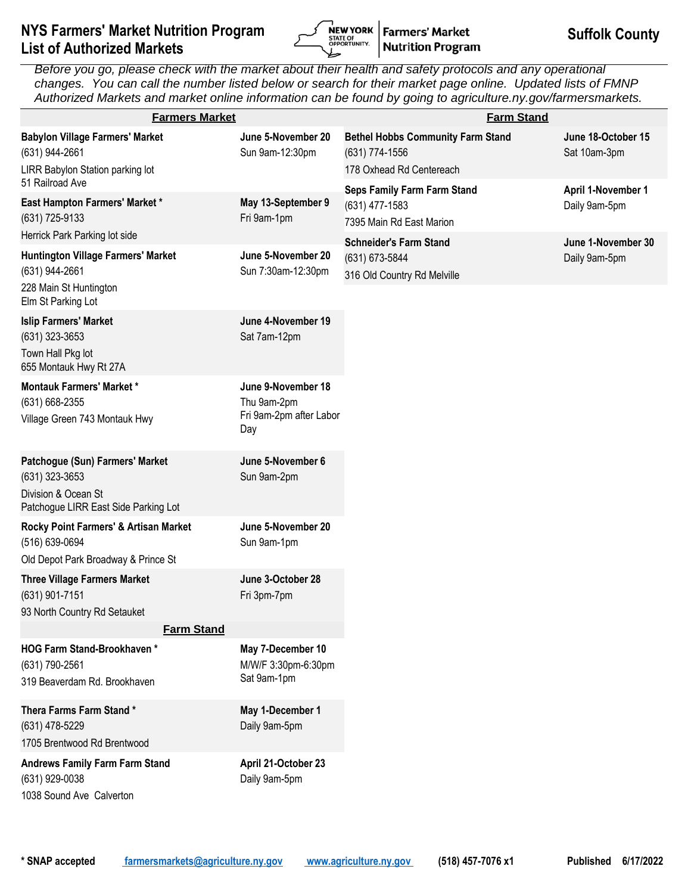# NYS Farmers' Market Nutrition Program List of Authorized Markets

**Suffolk County**

*Before you go, please check with the market about their health and safety protocols and any operational changes. You can call the number listed below or search for their market page online. Updated lists of FMNP Authorized Markets and market online information can be found by going to agriculture.ny.gov/farmersmarkets.*

## Farmers Market

| Market | Dates/Hours |
|---|---|
| **Babylon Village Farmers' Market**<br>(631) 944-2661<br>LIRR Babylon Station parking lot<br>51 Railroad Ave | **June 5-November 20**<br>Sun 9am-12:30pm |
| **East Hampton Farmers' Market ***<br>(631) 725-9133<br>Herrick Park Parking lot side | **May 13-September 9**<br>Fri 9am-1pm |
| **Huntington Village Farmers' Market**<br>(631) 944-2661<br>228 Main St Huntington<br>Elm St Parking Lot | **June 5-November 20**<br>Sun 7:30am-12:30pm |
| **Islip Farmers' Market**<br>(631) 323-3653<br>Town Hall Pkg lot<br>655 Montauk Hwy Rt 27A | **June 4-November 19**<br>Sat 7am-12pm |
| **Montauk Farmers' Market ***<br>(631) 668-2355<br>Village Green 743 Montauk Hwy | **June 9-November 18**<br>Thu 9am-2pm<br>Fri 9am-2pm after Labor Day |
| **Patchogue (Sun) Farmers' Market**<br>(631) 323-3653<br>Division & Ocean St<br>Patchogue LIRR East Side Parking Lot | **June 5-November 6**<br>Sun 9am-2pm |
| **Rocky Point Farmers' & Artisan Market**<br>(516) 639-0694<br>Old Depot Park Broadway & Prince St | **June 5-November 20**<br>Sun 9am-1pm |
| **Three Village Farmers Market**<br>(631) 901-7151<br>93 North Country Rd Setauket | **June 3-October 28**<br>Fri 3pm-7pm |

## Farm Stand

| Farm Stand | Dates/Hours |
|---|---|
| **HOG Farm Stand-Brookhaven ***<br>(631) 790-2561<br>319 Beaverdam Rd. Brookhaven | **May 7-December 10**<br>M/W/F 3:30pm-6:30pm<br>Sat 9am-1pm |
| **Thera Farms Farm Stand ***<br>(631) 478-5229<br>1705 Brentwood Rd Brentwood | **May 1-December 1**<br>Daily 9am-5pm |
| **Andrews Family Farm Farm Stand**<br>(631) 929-0038<br>1038 Sound Ave Calverton | **April 21-October 23**<br>Daily 9am-5pm |
| **Bethel Hobbs Community Farm Stand**<br>(631) 774-1556<br>178 Oxhead Rd Centereach | **June 18-October 15**<br>Sat 10am-3pm |
| **Seps Family Farm Farm Stand**<br>(631) 477-1583<br>7395 Main Rd East Marion | **April 1-November 1**<br>Daily 9am-5pm |
| **Schneider's Farm Stand**<br>(631) 673-5844<br>316 Old Country Rd Melville | **June 1-November 30**<br>Daily 9am-5pm |

**\* SNAP accepted** farmersmarkets@agriculture.ny.gov www.agriculture.ny.gov **(518) 457-7076 x1** **Published 6/17/2022**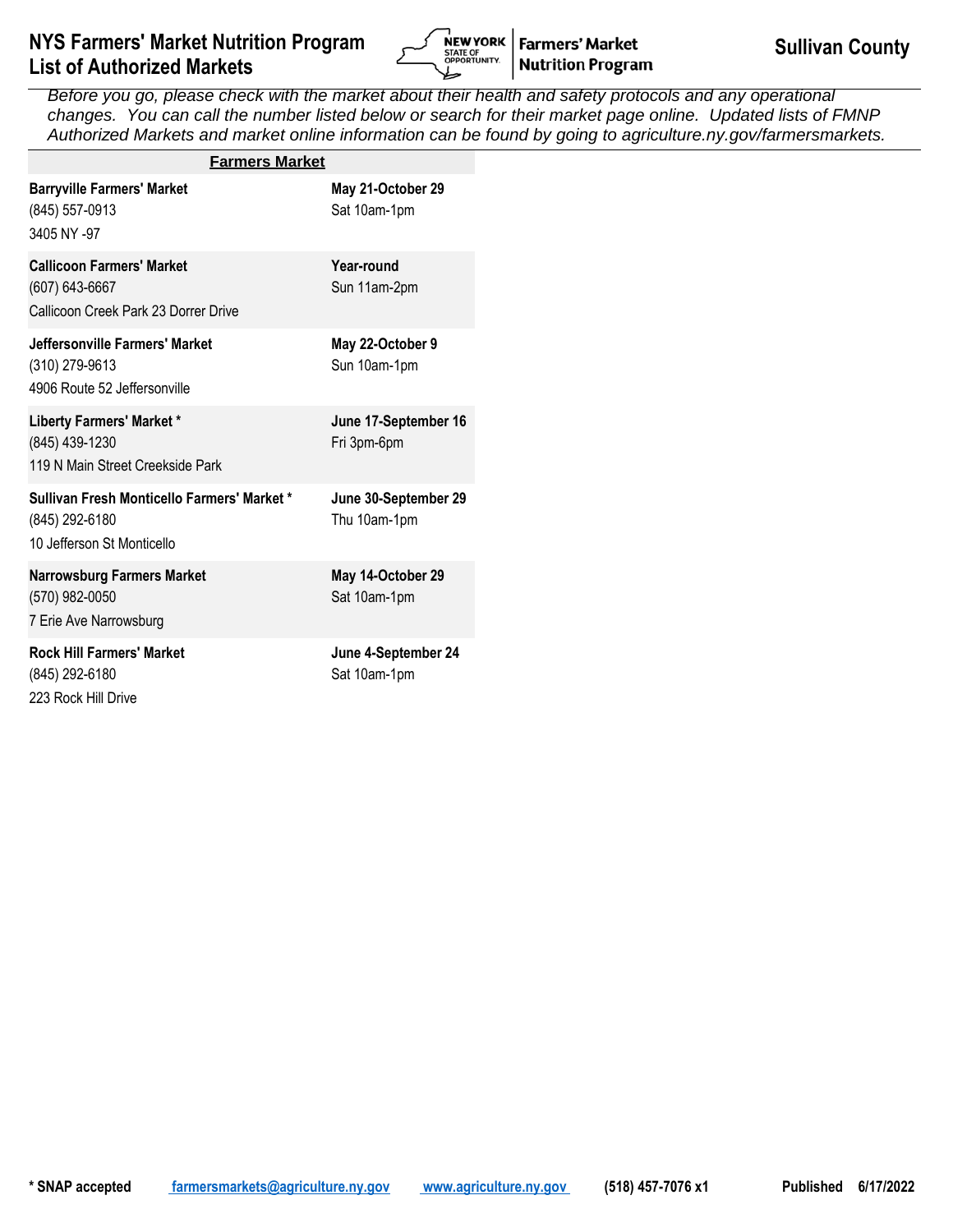# NYS Farmers' Market Nutrition Program
# List of Authorized Markets

**Farmers' Market Nutrition Program**

## Sullivan County

*Before you go, please check with the market about their health and safety protocols and any operational changes. You can call the number listed below or search for their market page online. Updated lists of FMNP Authorized Markets and market online information can be found by going to agriculture.ny.gov/farmersmarkets.*

| Farmers Market | |
|---|---|
| **Barryville Farmers' Market**<br>(845) 557-0913<br>3405 NY -97 | **May 21-October 29**<br>Sat 10am-1pm |
| **Callicoon Farmers' Market**<br>(607) 643-6667<br>Callicoon Creek Park 23 Dorrer Drive | **Year-round**<br>Sun 11am-2pm |
| **Jeffersonville Farmers' Market**<br>(310) 279-9613<br>4906 Route 52 Jeffersonville | **May 22-October 9**<br>Sun 10am-1pm |
| **Liberty Farmers' Market ***<br>(845) 439-1230<br>119 N Main Street Creekside Park | **June 17-September 16**<br>Fri 3pm-6pm |
| **Sullivan Fresh Monticello Farmers' Market ***<br>(845) 292-6180<br>10 Jefferson St Monticello | **June 30-September 29**<br>Thu 10am-1pm |
| **Narrowsburg Farmers Market**<br>(570) 982-0050<br>7 Erie Ave Narrowsburg | **May 14-October 29**<br>Sat 10am-1pm |
| **Rock Hill Farmers' Market**<br>(845) 292-6180<br>223 Rock Hill Drive | **June 4-September 24**<br>Sat 10am-1pm |

**\* SNAP accepted** farmersmarkets@agriculture.ny.gov www.agriculture.ny.gov **(518) 457-7076 x1** **Published 6/17/2022**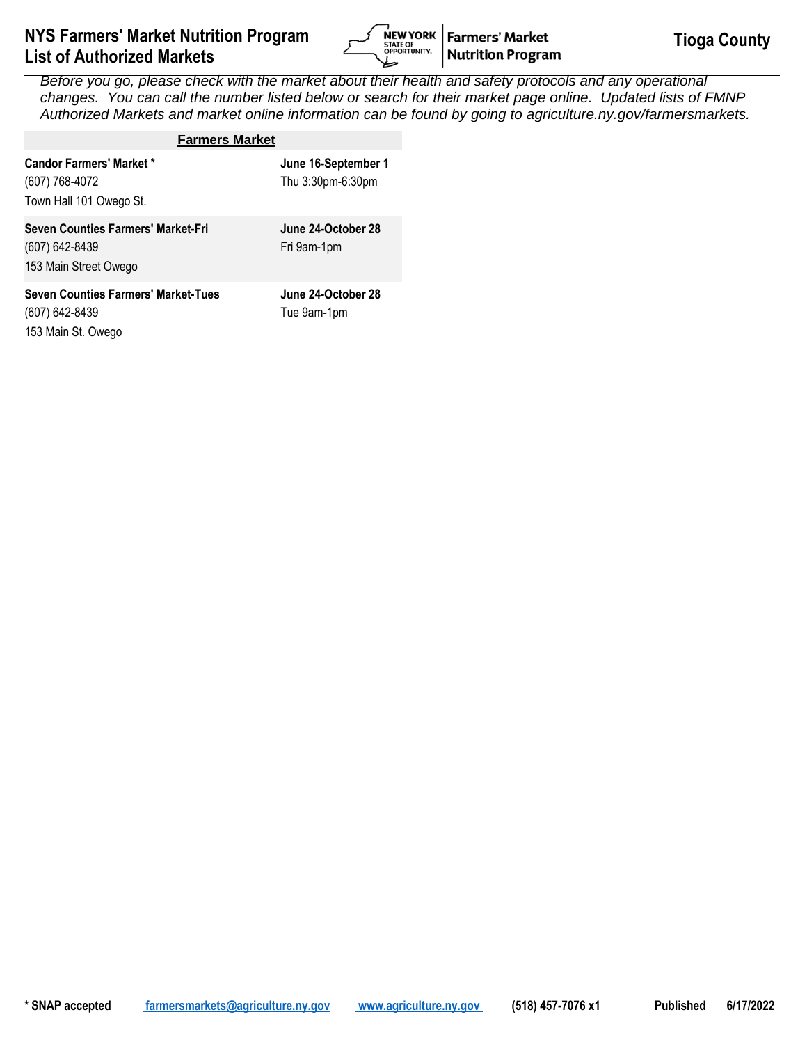# NYS Farmers' Market Nutrition Program List of Authorized Markets

**Tioga County**

*Before you go, please check with the market about their health and safety protocols and any operational changes. You can call the number listed below or search for their market page online. Updated lists of FMNP Authorized Markets and market online information can be found by going to agriculture.ny.gov/farmersmarkets.*

| Farmers Market | |
|---|---|
| **Candor Farmers' Market *** <br> (607) 768-4072 <br> Town Hall 101 Owego St. | **June 16-September 1** <br> Thu 3:30pm-6:30pm |
| **Seven Counties Farmers' Market-Fri** <br> (607) 642-8439 <br> 153 Main Street Owego | **June 24-October 28** <br> Fri 9am-1pm |
| **Seven Counties Farmers' Market-Tues** <br> (607) 642-8439 <br> 153 Main St. Owego | **June 24-October 28** <br> Tue 9am-1pm |

**\* SNAP accepted** [farmersmarkets@agriculture.ny.gov](mailto:farmersmarkets@agriculture.ny.gov) [www.agriculture.ny.gov](http://www.agriculture.ny.gov) **(518) 457-7076 x1** **Published 6/17/2022**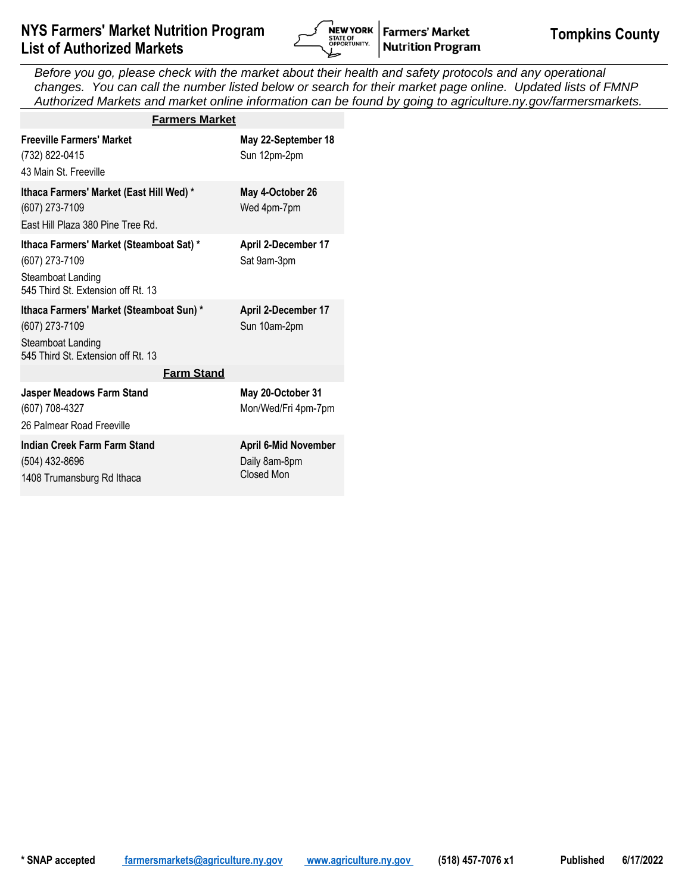# NYS Farmers' Market Nutrition Program List of Authorized Markets

**Tompkins County**

*Before you go, please check with the market about their health and safety protocols and any operational changes. You can call the number listed below or search for their market page online. Updated lists of FMNP Authorized Markets and market online information can be found by going to agriculture.ny.gov/farmersmarkets.*

## Farmers Market

| Market | Dates/Hours |
|---|---|
| **Freeville Farmers' Market**<br>(732) 822-0415<br>43 Main St. Freeville | **May 22-September 18**<br>Sun 12pm-2pm |
| **Ithaca Farmers' Market (East Hill Wed) ***<br>(607) 273-7109<br>East Hill Plaza 380 Pine Tree Rd. | **May 4-October 26**<br>Wed 4pm-7pm |
| **Ithaca Farmers' Market (Steamboat Sat) ***<br>(607) 273-7109<br>Steamboat Landing<br>545 Third St. Extension off Rt. 13 | **April 2-December 17**<br>Sat 9am-3pm |
| **Ithaca Farmers' Market (Steamboat Sun) ***<br>(607) 273-7109<br>Steamboat Landing<br>545 Third St. Extension off Rt. 13 | **April 2-December 17**<br>Sun 10am-2pm |

## Farm Stand

| Market | Dates/Hours |
|---|---|
| **Jasper Meadows Farm Stand**<br>(607) 708-4327<br>26 Palmear Road Freeville | **May 20-October 31**<br>Mon/Wed/Fri 4pm-7pm |
| **Indian Creek Farm Farm Stand**<br>(504) 432-8696<br>1408 Trumansburg Rd Ithaca | **April 6-Mid November**<br>Daily 8am-8pm<br>Closed Mon |

**\* SNAP accepted** farmersmarkets@agriculture.ny.gov www.agriculture.ny.gov **(518) 457-7076 x1** **Published 6/17/2022**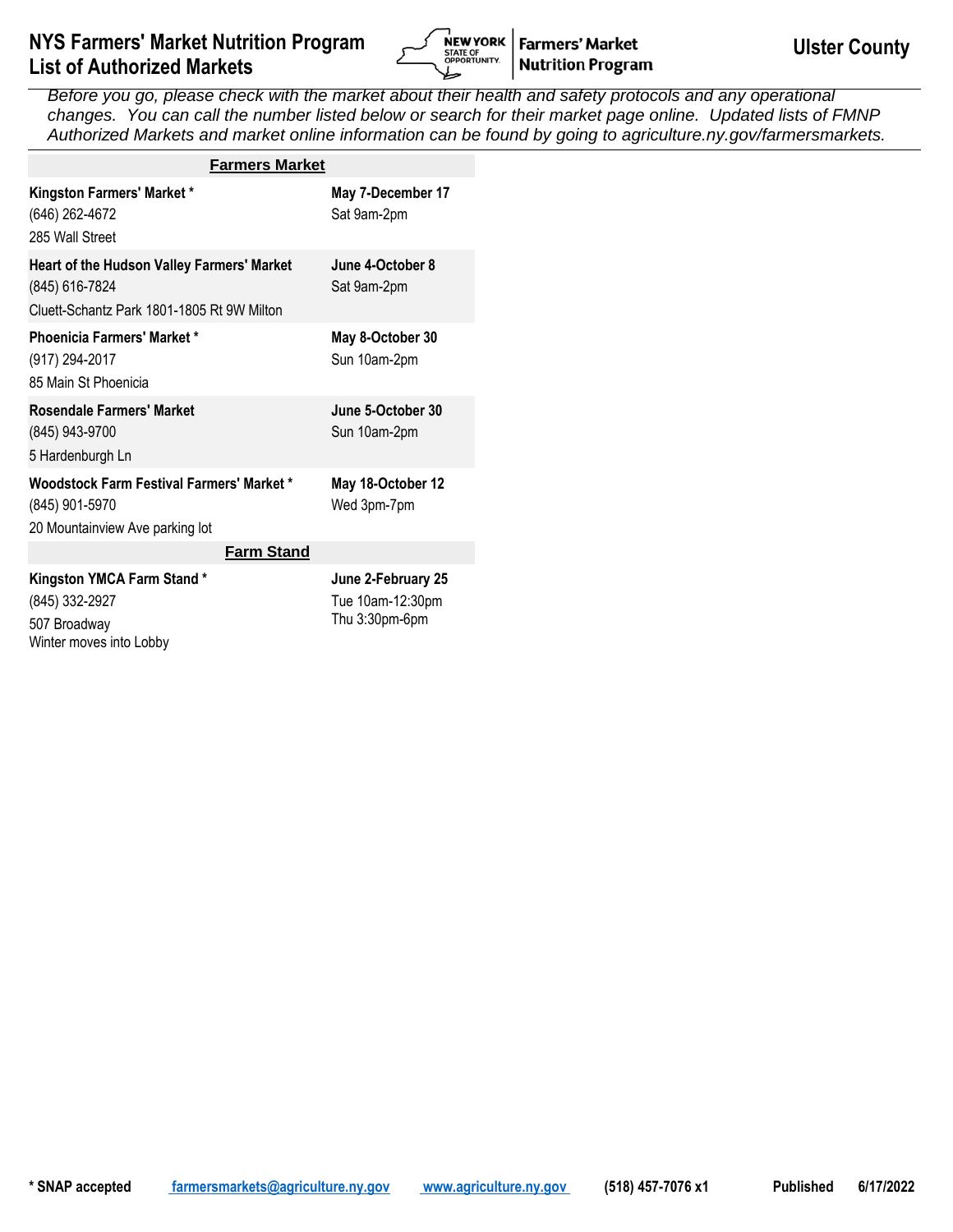# NYS Farmers' Market Nutrition Program List of Authorized Markets

**Ulster County**

*Before you go, please check with the market about their health and safety protocols and any operational changes. You can call the number listed below or search for their market page online. Updated lists of FMNP Authorized Markets and market online information can be found by going to agriculture.ny.gov/farmersmarkets.*

## Farmers Market

| Market | Dates/Hours |
|---|---|
| **Kingston Farmers' Market \*** <br> (646) 262-4672 <br> 285 Wall Street | **May 7-December 17** <br> Sat 9am-2pm |
| **Heart of the Hudson Valley Farmers' Market** <br> (845) 616-7824 <br> Cluett-Schantz Park 1801-1805 Rt 9W Milton | **June 4-October 8** <br> Sat 9am-2pm |
| **Phoenicia Farmers' Market \*** <br> (917) 294-2017 <br> 85 Main St Phoenicia | **May 8-October 30** <br> Sun 10am-2pm |
| **Rosendale Farmers' Market** <br> (845) 943-9700 <br> 5 Hardenburgh Ln | **June 5-October 30** <br> Sun 10am-2pm |
| **Woodstock Farm Festival Farmers' Market \*** <br> (845) 901-5970 <br> 20 Mountainview Ave parking lot | **May 18-October 12** <br> Wed 3pm-7pm |

## Farm Stand

| Market | Dates/Hours |
|---|---|
| **Kingston YMCA Farm Stand \*** <br> (845) 332-2927 <br> 507 Broadway <br> Winter moves into Lobby | **June 2-February 25** <br> Tue 10am-12:30pm <br> Thu 3:30pm-6pm |

**\* SNAP accepted** farmersmarkets@agriculture.ny.gov www.agriculture.ny.gov **(518) 457-7076 x1** **Published 6/17/2022**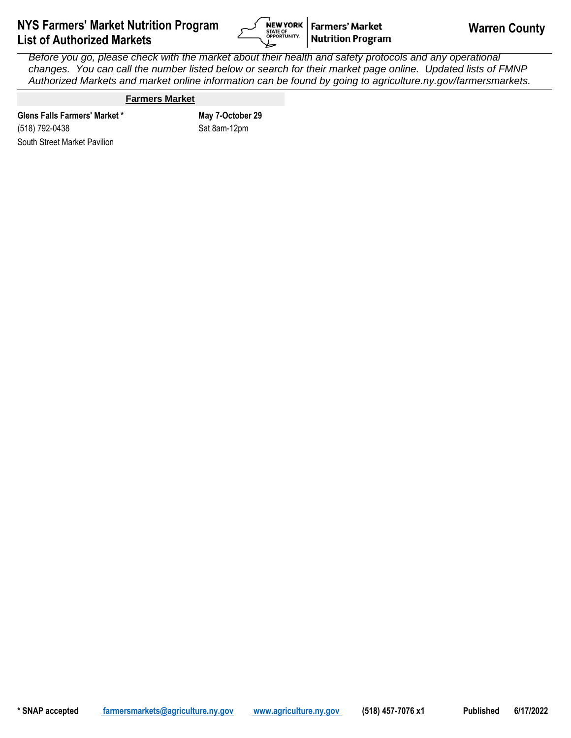# NYS Farmers' Market Nutrition Program List of Authorized Markets

## Warren County

*Before you go, please check with the market about their health and safety protocols and any operational changes. You can call the number listed below or search for their market page online. Updated lists of FMNP Authorized Markets and market online information can be found by going to agriculture.ny.gov/farmersmarkets.*

### Farmers Market

| | |
|---|---|
| **Glens Falls Farmers' Market *** | **May 7-October 29** |
| (518) 792-0438 | Sat 8am-12pm |
| South Street Market Pavilion | |

**\* SNAP accepted** farmersmarkets@agriculture.ny.gov www.agriculture.ny.gov **(518) 457-7076 x1** **Published 6/17/2022**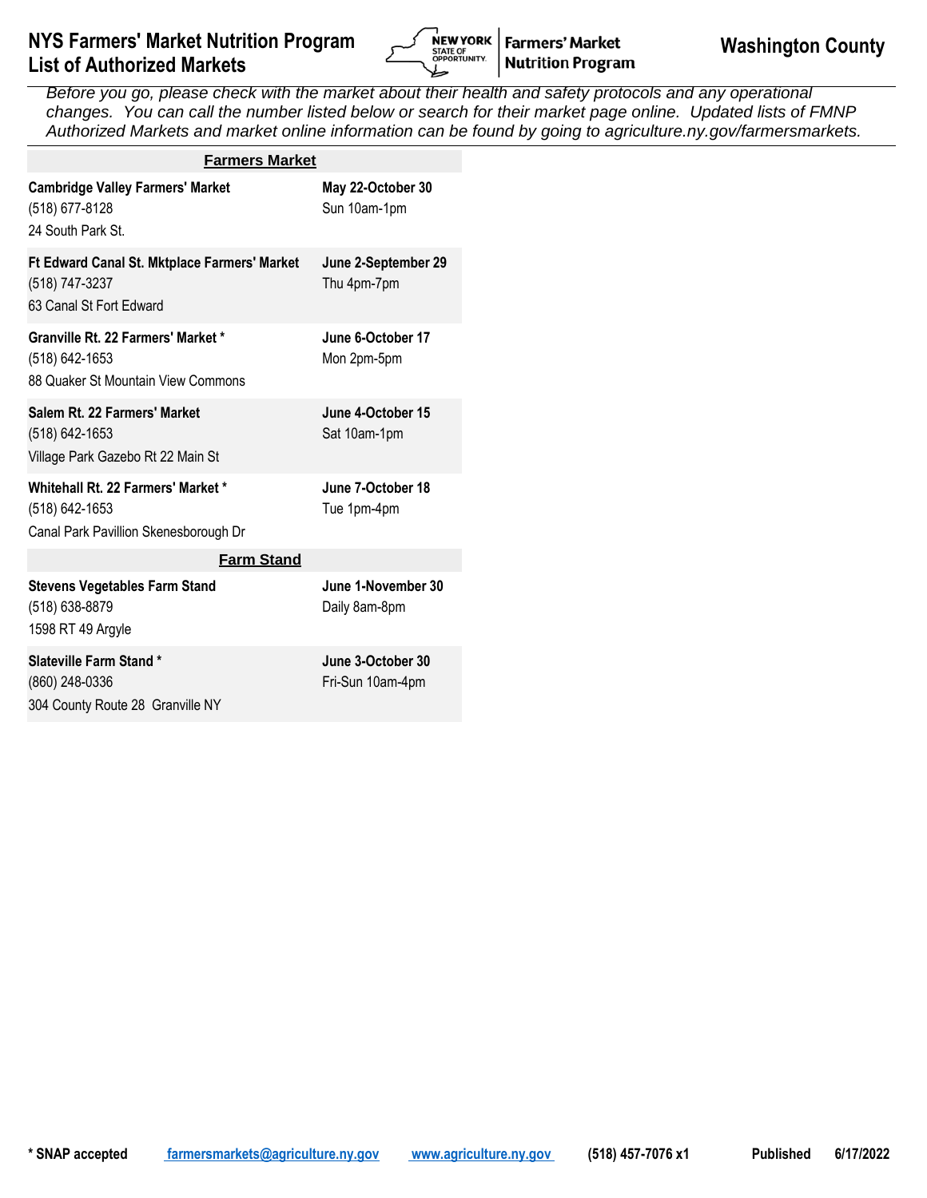# NYS Farmers' Market Nutrition Program List of Authorized Markets

**Washington County**

*Before you go, please check with the market about their health and safety protocols and any operational changes. You can call the number listed below or search for their market page online. Updated lists of FMNP Authorized Markets and market online information can be found by going to agriculture.ny.gov/farmersmarkets.*

## Farmers Market

| Market | Dates/Hours |
|---|---|
| **Cambridge Valley Farmers' Market**<br>(518) 677-8128<br>24 South Park St. | **May 22-October 30**<br>Sun 10am-1pm |
| **Ft Edward Canal St. Mktplace Farmers' Market**<br>(518) 747-3237<br>63 Canal St Fort Edward | **June 2-September 29**<br>Thu 4pm-7pm |
| **Granville Rt. 22 Farmers' Market ***<br>(518) 642-1653<br>88 Quaker St Mountain View Commons | **June 6-October 17**<br>Mon 2pm-5pm |
| **Salem Rt. 22 Farmers' Market**<br>(518) 642-1653<br>Village Park Gazebo Rt 22 Main St | **June 4-October 15**<br>Sat 10am-1pm |
| **Whitehall Rt. 22 Farmers' Market ***<br>(518) 642-1653<br>Canal Park Pavillion Skenesborough Dr | **June 7-October 18**<br>Tue 1pm-4pm |

## Farm Stand

| Market | Dates/Hours |
|---|---|
| **Stevens Vegetables Farm Stand**<br>(518) 638-8879<br>1598 RT 49 Argyle | **June 1-November 30**<br>Daily 8am-8pm |
| **Slateville Farm Stand ***<br>(860) 248-0336<br>304 County Route 28 Granville NY | **June 3-October 30**<br>Fri-Sun 10am-4pm |

**\* SNAP accepted** farmersmarkets@agriculture.ny.gov www.agriculture.ny.gov **(518) 457-7076 x1** **Published 6/17/2022**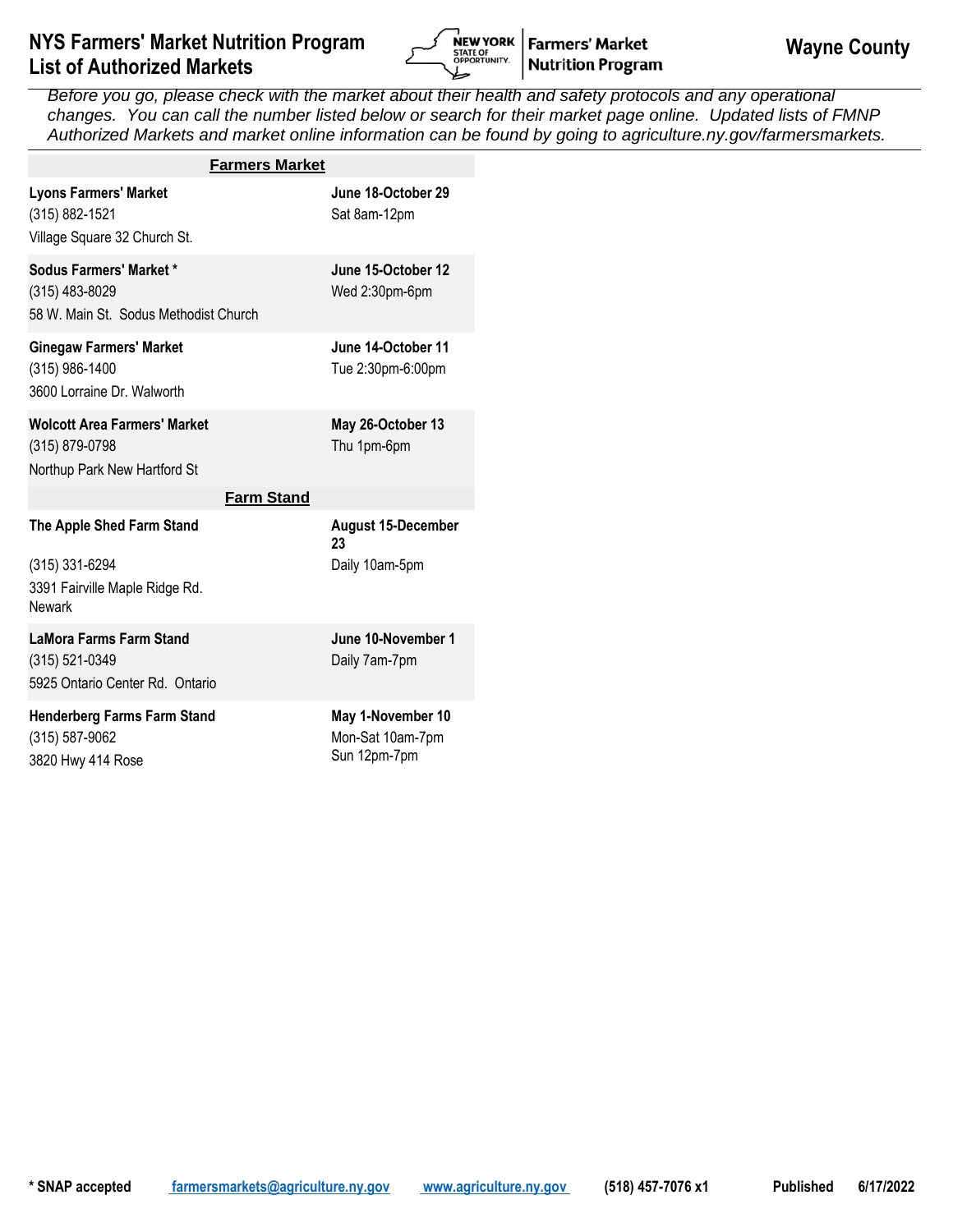# NYS Farmers' Market Nutrition Program List of Authorized Markets

**Wayne County**

*Before you go, please check with the market about their health and safety protocols and any operational changes. You can call the number listed below or search for their market page online. Updated lists of FMNP Authorized Markets and market online information can be found by going to agriculture.ny.gov/farmersmarkets.*

## Farmers Market

| Market | Dates / Hours |
|---|---|
| **Lyons Farmers' Market**<br>(315) 882-1521<br>Village Square 32 Church St. | **June 18-October 29**<br>Sat 8am-12pm |
| **Sodus Farmers' Market ***<br>(315) 483-8029<br>58 W. Main St. Sodus Methodist Church | **June 15-October 12**<br>Wed 2:30pm-6pm |
| **Ginegaw Farmers' Market**<br>(315) 986-1400<br>3600 Lorraine Dr. Walworth | **June 14-October 11**<br>Tue 2:30pm-6:00pm |
| **Wolcott Area Farmers' Market**<br>(315) 879-0798<br>Northup Park New Hartford St | **May 26-October 13**<br>Thu 1pm-6pm |

## Farm Stand

| Market | Dates / Hours |
|---|---|
| **The Apple Shed Farm Stand**<br>(315) 331-6294<br>3391 Fairville Maple Ridge Rd. Newark | **August 15-December 23**<br>Daily 10am-5pm |
| **LaMora Farms Farm Stand**<br>(315) 521-0349<br>5925 Ontario Center Rd. Ontario | **June 10-November 1**<br>Daily 7am-7pm |
| **Henderberg Farms Farm Stand**<br>(315) 587-9062<br>3820 Hwy 414 Rose | **May 1-November 10**<br>Mon-Sat 10am-7pm<br>Sun 12pm-7pm |

**\* SNAP accepted** farmersmarkets@agriculture.ny.gov www.agriculture.ny.gov **(518) 457-7076 x1** **Published 6/17/2022**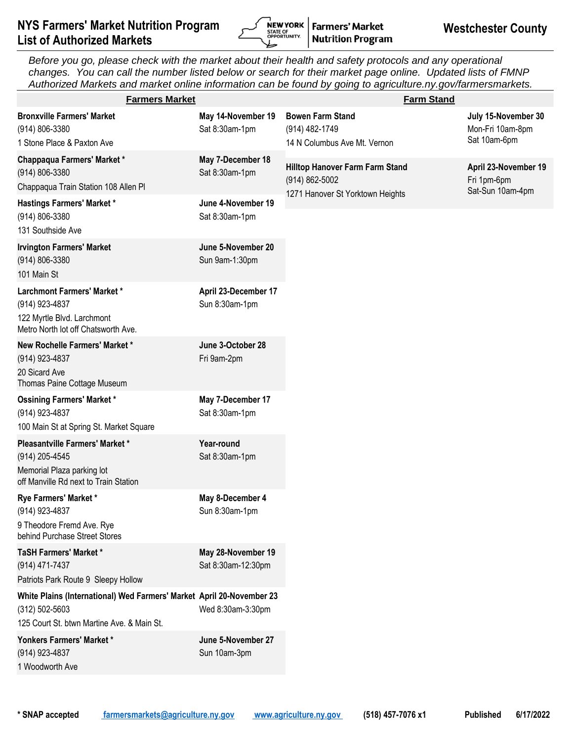# NYS Farmers' Market Nutrition Program List of Authorized Markets

**Westchester County**

*Before you go, please check with the market about their health and safety protocols and any operational changes. You can call the number listed below or search for their market page online. Updated lists of FMNP Authorized Markets and market online information can be found by going to agriculture.ny.gov/farmersmarkets.*

## Farmers Market

| Market | Dates / Hours |
|---|---|
| **Bronxville Farmers' Market**<br>(914) 806-3380<br>1 Stone Place & Paxton Ave | **May 14-November 19**<br>Sat 8:30am-1pm |
| **Chappaqua Farmers' Market ***<br>(914) 806-3380<br>Chappaqua Train Station 108 Allen Pl | **May 7-December 18**<br>Sat 8:30am-1pm |
| **Hastings Farmers' Market ***<br>(914) 806-3380<br>131 Southside Ave | **June 4-November 19**<br>Sat 8:30am-1pm |
| **Irvington Farmers' Market**<br>(914) 806-3380<br>101 Main St | **June 5-November 20**<br>Sun 9am-1:30pm |
| **Larchmont Farmers' Market ***<br>(914) 923-4837<br>122 Myrtle Blvd. Larchmont<br>Metro North lot off Chatsworth Ave. | **April 23-December 17**<br>Sun 8:30am-1pm |
| **New Rochelle Farmers' Market ***<br>(914) 923-4837<br>20 Sicard Ave<br>Thomas Paine Cottage Museum | **June 3-October 28**<br>Fri 9am-2pm |
| **Ossining Farmers' Market ***<br>(914) 923-4837<br>100 Main St at Spring St. Market Square | **May 7-December 17**<br>Sat 8:30am-1pm |
| **Pleasantville Farmers' Market ***<br>(914) 205-4545<br>Memorial Plaza parking lot<br>off Manville Rd next to Train Station | **Year-round**<br>Sat 8:30am-1pm |
| **Rye Farmers' Market ***<br>(914) 923-4837<br>9 Theodore Fremd Ave. Rye<br>behind Purchase Street Stores | **May 8-December 4**<br>Sun 8:30am-1pm |
| **TaSH Farmers' Market ***<br>(914) 471-7437<br>Patriots Park Route 9 Sleepy Hollow | **May 28-November 19**<br>Sat 8:30am-12:30pm |
| **White Plains (International) Wed Farmers' Market**<br>(312) 502-5603<br>125 Court St. btwn Martine Ave. & Main St. | **April 20-November 23**<br>Wed 8:30am-3:30pm |
| **Yonkers Farmers' Market ***<br>(914) 923-4837<br>1 Woodworth Ave | **June 5-November 27**<br>Sun 10am-3pm |

## Farm Stand

| Farm Stand | Dates / Hours |
|---|---|
| **Bowen Farm Stand**<br>(914) 482-1749<br>14 N Columbus Ave Mt. Vernon | **July 15-November 30**<br>Mon-Fri 10am-8pm<br>Sat 10am-6pm |
| **Hilltop Hanover Farm Farm Stand**<br>(914) 862-5002<br>1271 Hanover St Yorktown Heights | **April 23-November 19**<br>Fri 1pm-6pm<br>Sat-Sun 10am-4pm |

**\* SNAP accepted** farmersmarkets@agriculture.ny.gov www.agriculture.ny.gov (518) 457-7076 x1 **Published 6/17/2022**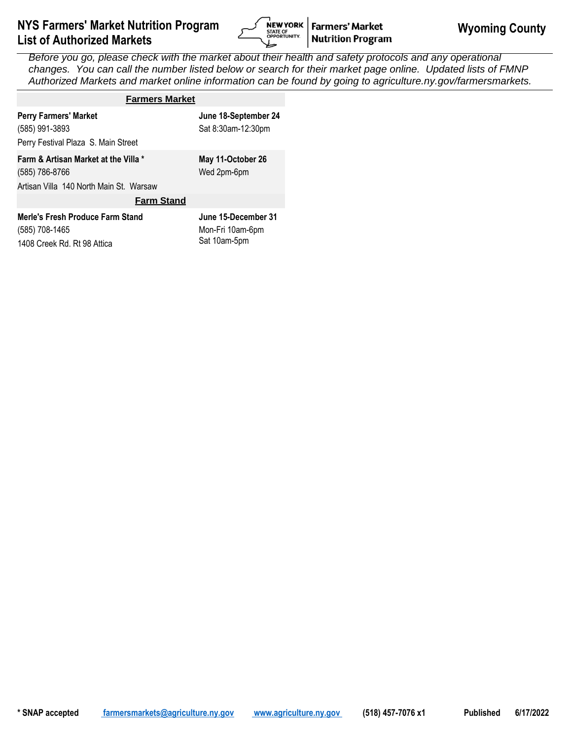# NYS Farmers' Market Nutrition Program List of Authorized Markets

## Wyoming County

*Before you go, please check with the market about their health and safety protocols and any operational changes. You can call the number listed below or search for their market page online. Updated lists of FMNP Authorized Markets and market online information can be found by going to agriculture.ny.gov/farmersmarkets.*

### Farmers Market

**Perry Farmers' Market** — **June 18-September 24**
(585) 991-3893 — Sat 8:30am-12:30pm
Perry Festival Plaza S. Main Street

**Farm & Artisan Market at the Villa *** — **May 11-October 26**
(585) 786-8766 — Wed 2pm-6pm
Artisan Villa 140 North Main St. Warsaw

### Farm Stand

**Merle's Fresh Produce Farm Stand** — **June 15-December 31**
(585) 708-1465 — Mon-Fri 10am-6pm
1408 Creek Rd. Rt 98 Attica — Sat 10am-5pm

**\* SNAP accepted** farmersmarkets@agriculture.ny.gov www.agriculture.ny.gov **(518) 457-7076 x1** **Published 6/17/2022**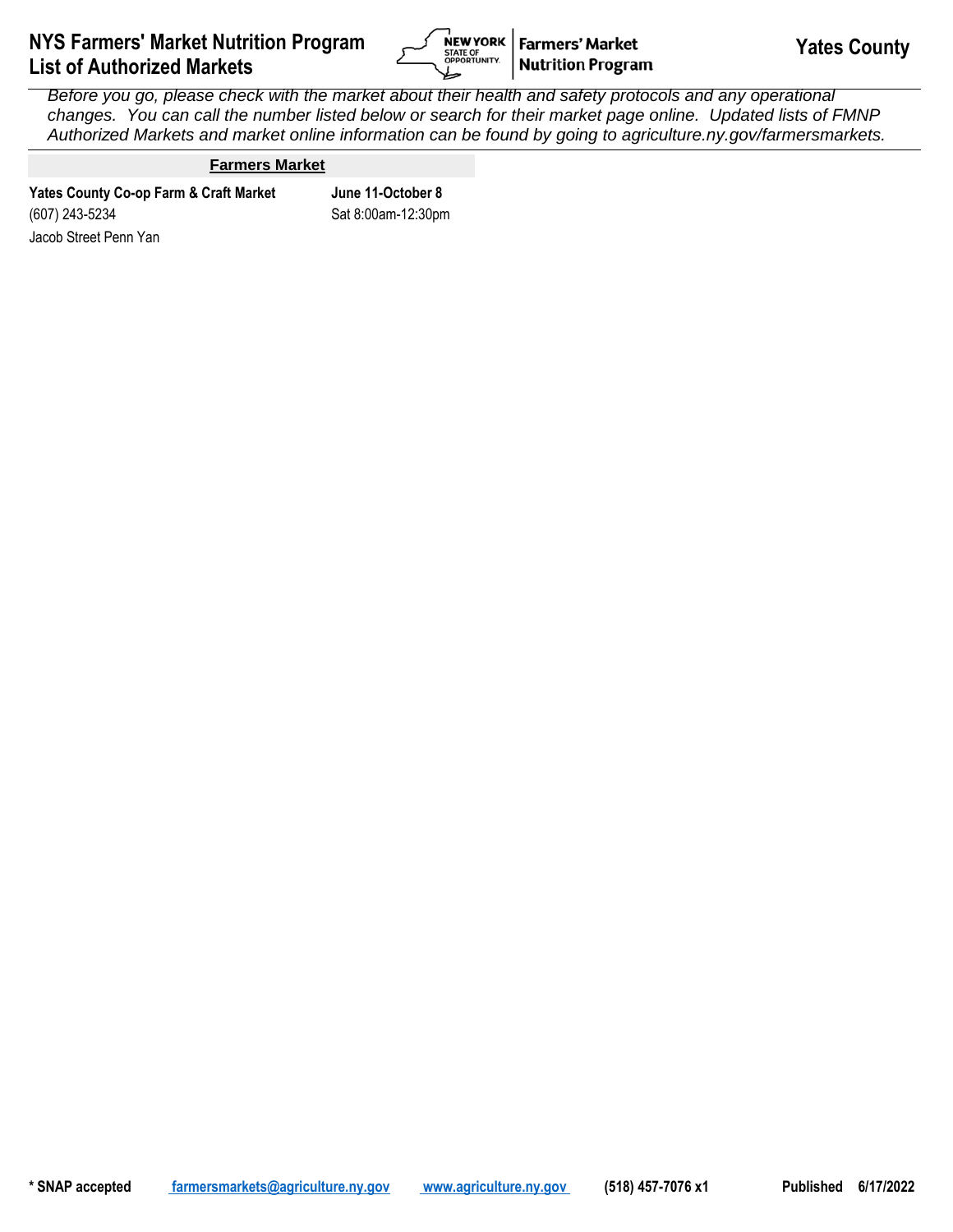# NYS Farmers' Market Nutrition Program List of Authorized Markets

**Yates County**

*Before you go, please check with the market about their health and safety protocols and any operational changes. You can call the number listed below or search for their market page online. Updated lists of FMNP Authorized Markets and market online information can be found by going to agriculture.ny.gov/farmersmarkets.*

## Farmers Market

**Yates County Co-op Farm & Craft Market** — **June 11-October 8**
(607) 243-5234 — Sat 8:00am-12:30pm
Jacob Street Penn Yan

**\* SNAP accepted** farmersmarkets@agriculture.ny.gov www.agriculture.ny.gov **(518) 457-7076 x1** **Published 6/17/2022**